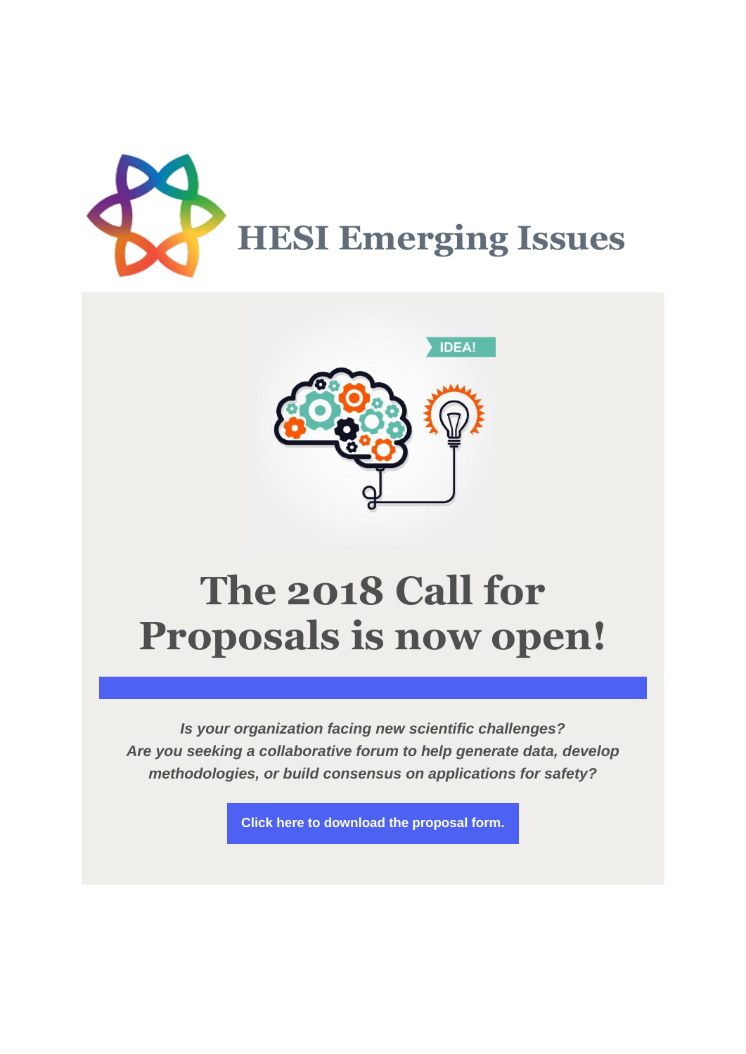# HESI Emerging Issues

## The 2018 Call for Proposals is now open!

*Is your organization facing new scientific challenges?*
*Are you seeking a collaborative forum to help generate data, develop methodologies, or build consensus on applications for safety?*

**Click here to download the proposal form.**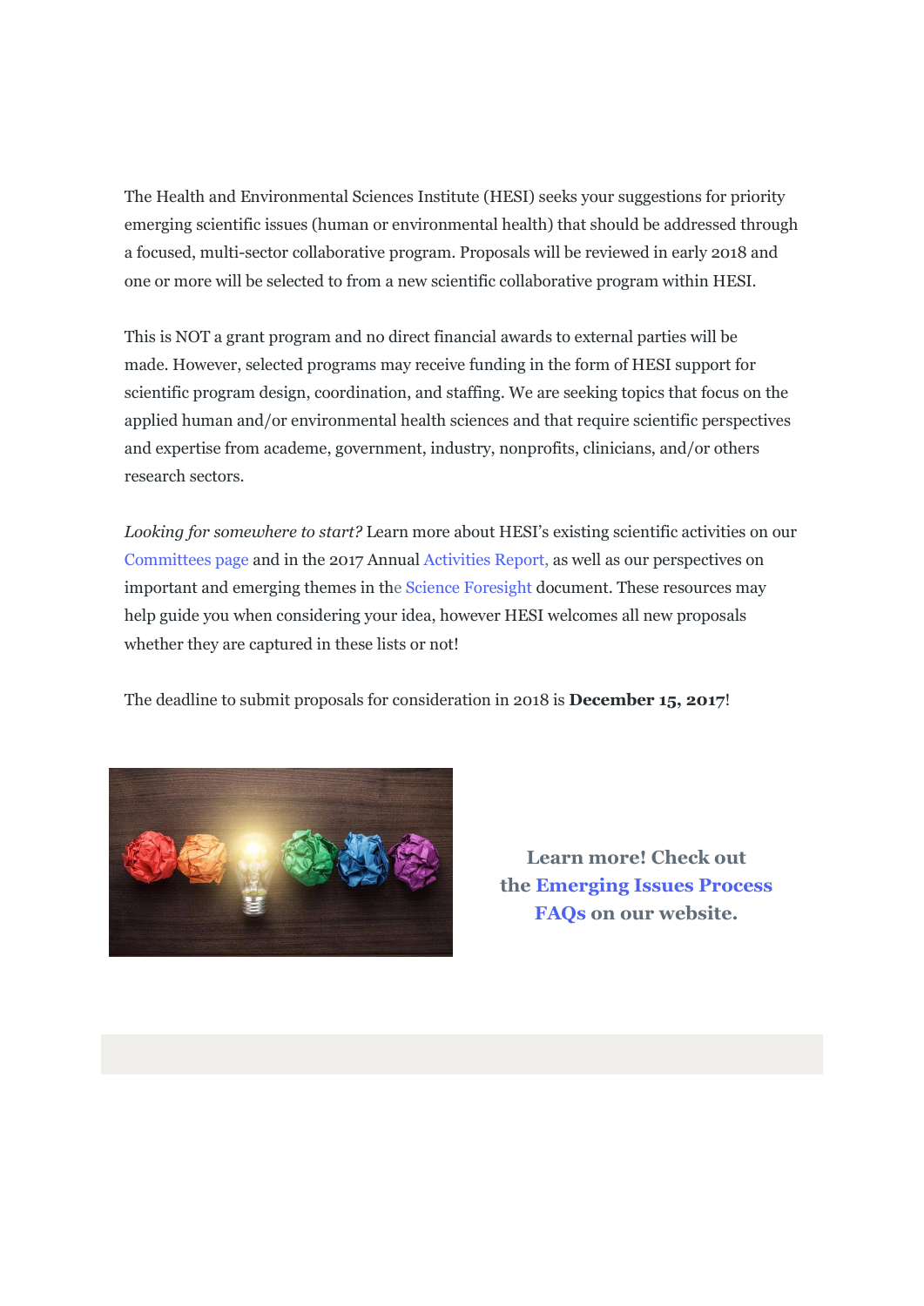The Health and Environmental Sciences Institute (HESI) seeks your suggestions for priority emerging scientific issues (human or environmental health) that should be addressed through a focused, multi-sector collaborative program. Proposals will be reviewed in early 2018 and one or more will be selected to from a new scientific collaborative program within HESI.

This is NOT a grant program and no direct financial awards to external parties will be made. However, selected programs may receive funding in the form of HESI support for scientific program design, coordination, and staffing. We are seeking topics that focus on the applied human and/or environmental health sciences and that require scientific perspectives and expertise from academe, government, industry, nonprofits, clinicians, and/or others research sectors.

*Looking for somewhere to start?* Learn more about HESI's existing scientific activities on our Committees page and in the 2017 Annual Activities Report, as well as our perspectives on important and emerging themes in the Science Foresight document. These resources may help guide you when considering your idea, however HESI welcomes all new proposals whether they are captured in these lists or not!

The deadline to submit proposals for consideration in 2018 is **December 15, 2017**!

**Learn more! Check out the Emerging Issues Process FAQs on our website.**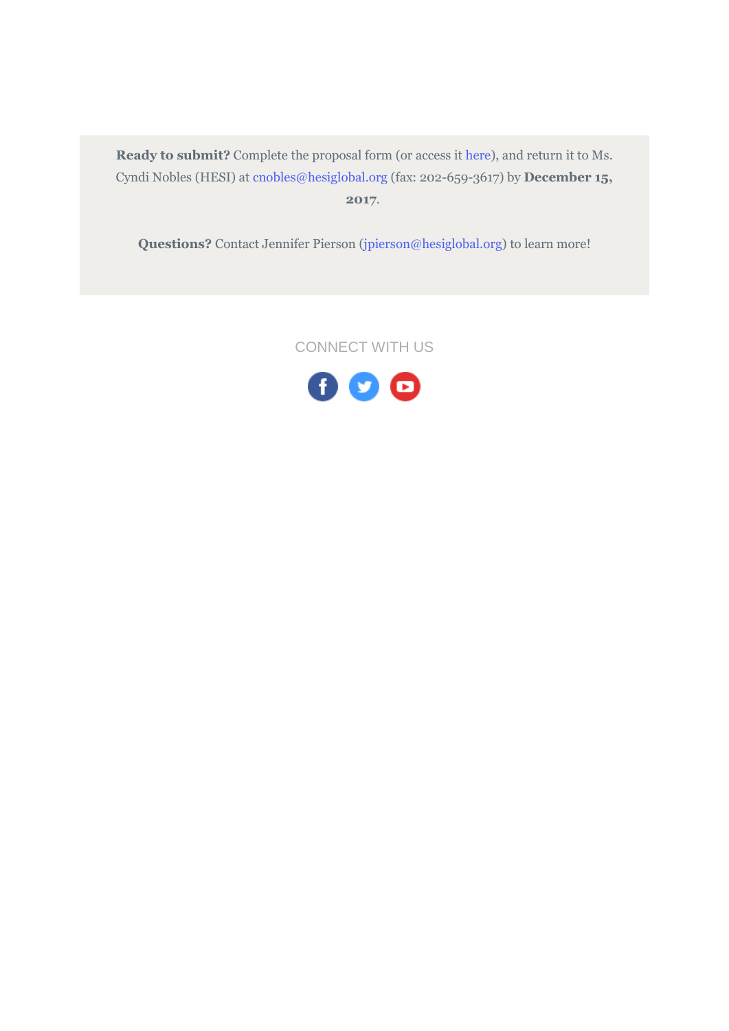**Ready to submit?** Complete the proposal form (or access it here), and return it to Ms. Cyndi Nobles (HESI) at cnobles@hesiglobal.org (fax: 202-659-3617) by **December 15, 2017**.

**Questions?** Contact Jennifer Pierson (jpierson@hesiglobal.org) to learn more!

CONNECT WITH US